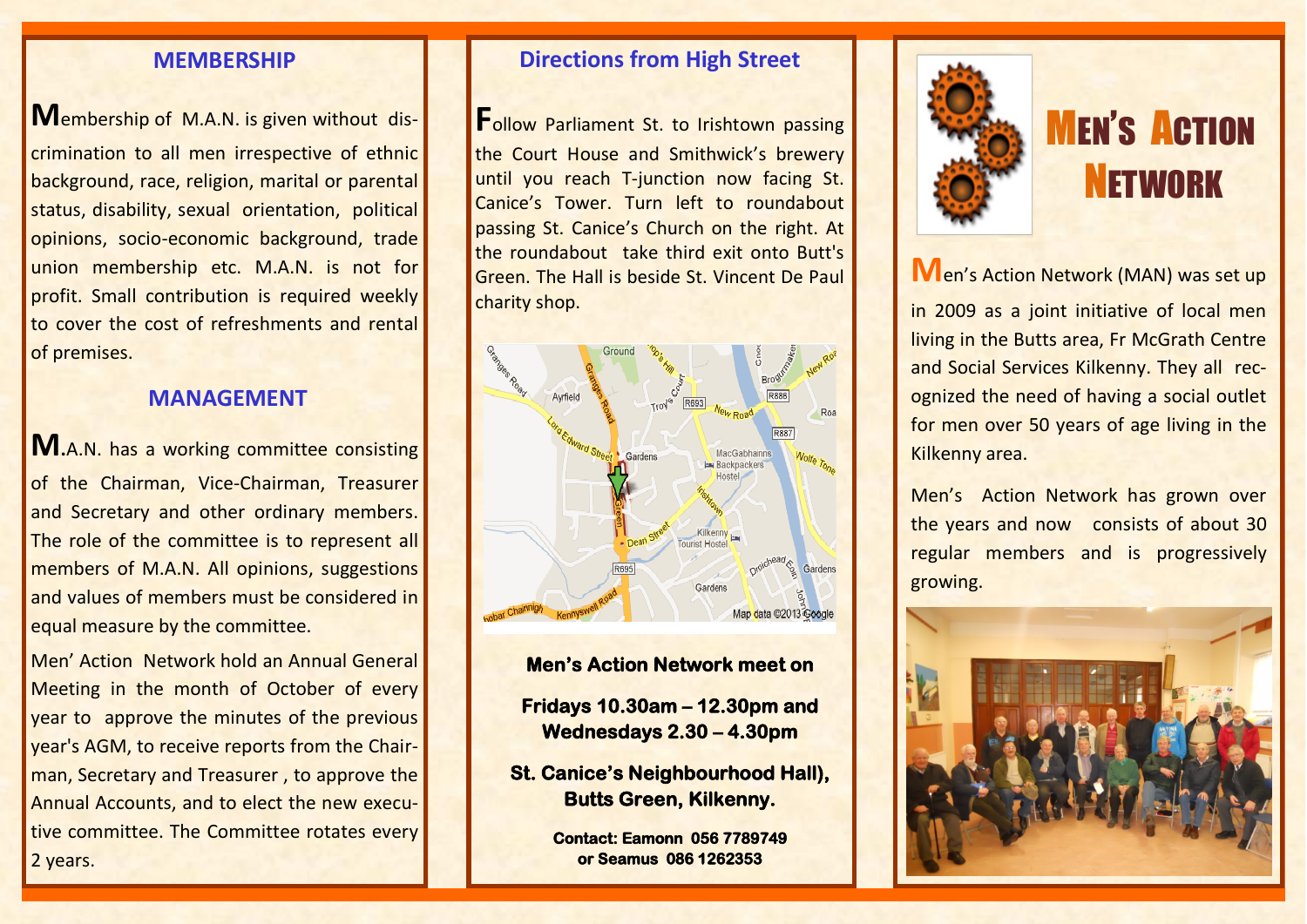## MEMBERSHIP

Membership of M.A.N. is given without discrimination to all men irrespective of ethnic background, race, religion, marital or parental status, disability, sexual orientation, political opinions, socio-economic background, trade union membership etc. M.A.N. is not for profit. Small contribution is required weekly to cover the cost of refreshments and rental of premises.

## MANAGEMENT

M.A.N. has a working committee consisting of the Chairman, Vice-Chairman, Treasurer and Secretary and other ordinary members. The role of the committee is to represent all members of M.A.N. All opinions, suggestions and values of members must be considered in equal measure by the committee.

Men' Action Network hold an Annual General Meeting in the month of October of every year to approve the minutes of the previous year's AGM, to receive reports from the Chairman, Secretary and Treasurer , to approve the Annual Accounts, and to elect the new executive committee. The Committee rotates every 2 years.

## Directions from High Street

Follow Parliament St. to Irishtown passing the Court House and Smithwick's brewery until you reach T-junction now facing St. Canice's Tower. Turn left to roundabout passing St. Canice's Church on the right. At the roundabout take third exit onto Butt's Green. The Hall is beside St. Vincent De Paul charity shop.

**Men's Action Network meet on**

**Fridays 10.30am – 12.30pm and Wednesdays 2.30 – 4.30pm**

**St. Canice's Neighbourhood Hall), Butts Green, Kilkenny.**

**Contact: Eamonn 056 7789749**
**or Seamus 086 1262353**

# MEN'S ACTION NETWORK

Men's Action Network (MAN) was set up in 2009 as a joint initiative of local men living in the Butts area, Fr McGrath Centre and Social Services Kilkenny. They all recognized the need of having a social outlet for men over 50 years of age living in the Kilkenny area.

Men's Action Network has grown over the years and now consists of about 30 regular members and is progressively growing.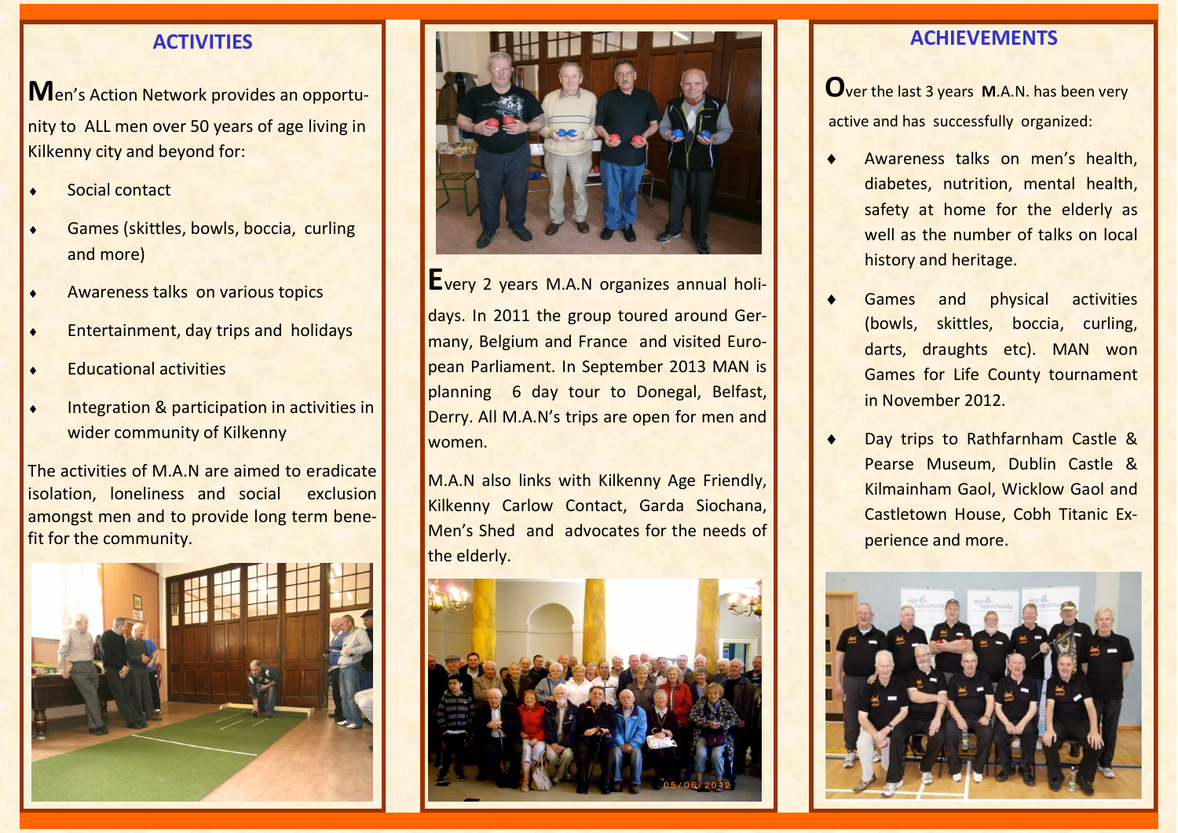## ACTIVITIES

**M**en's Action Network provides an opportunity to ALL men over 50 years of age living in Kilkenny city and beyond for:

- Social contact
- Games (skittles, bowls, boccia, curling and more)
- Awareness talks on various topics
- Entertainment, day trips and holidays
- Educational activities
- Integration & participation in activities in wider community of Kilkenny

The activities of M.A.N are aimed to eradicate isolation, loneliness and social exclusion amongst men and to provide long term benefit for the community.

**E**very 2 years M.A.N organizes annual holidays. In 2011 the group toured around Germany, Belgium and France and visited European Parliament. In September 2013 MAN is planning 6 day tour to Donegal, Belfast, Derry. All M.A.N's trips are open for men and women.

M.A.N also links with Kilkenny Age Friendly, Kilkenny Carlow Contact, Garda Siochana, Men's Shed and advocates for the needs of the elderly.

## ACHIEVEMENTS

**O**ver the last 3 years **M**.A.N. has been very active and has successfully organized:

- Awareness talks on men's health, diabetes, nutrition, mental health, safety at home for the elderly as well as the number of talks on local history and heritage.
- Games and physical activities (bowls, skittles, boccia, curling, darts, draughts etc). MAN won Games for Life County tournament in November 2012.
- Day trips to Rathfarnham Castle & Pearse Museum, Dublin Castle & Kilmainham Gaol, Wicklow Gaol and Castletown House, Cobh Titanic Experience and more.